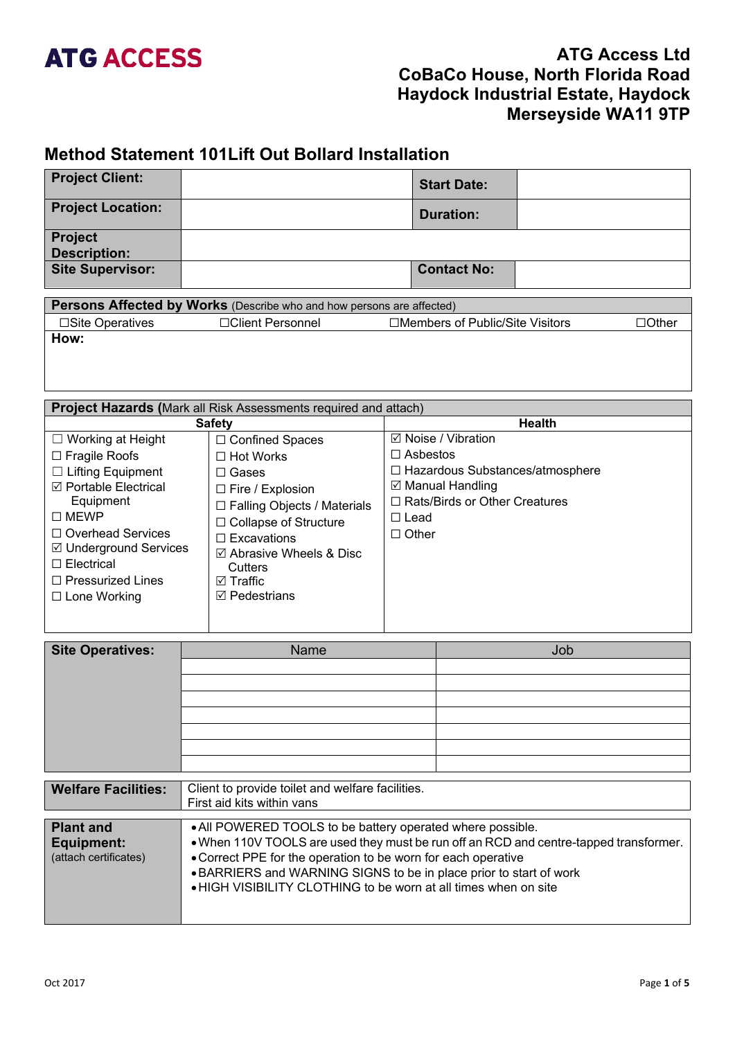**ATG ACCESS**

**ATG Access Ltd**
**CoBaCo House, North Florida Road**
**Haydock Industrial Estate, Haydock**
**Merseyside WA11 9TP**

## Method Statement 101Lift Out Bollard Installation

| **Project Client:** | | **Start Date:** | |
|---|---|---|---|
| **Project Location:** | | **Duration:** | |
| **Project Description:** | | | |
| **Site Supervisor:** | | **Contact No:** | |

| **Persons Affected by Works** (Describe who and how persons are affected) | | | |
|---|---|---|---|
| ☐Site Operatives | ☐Client Personnel | ☐Members of Public/Site Visitors | ☐Other |
| **How:** | | | |

| **Project Hazards (**Mark all Risk Assessments required and attach) | | |
|---|---|---|
| **Safety** | | **Health** |
| ☐ Working at Height<br>☐ Fragile Roofs<br>☐ Lifting Equipment<br>☑ Portable Electrical Equipment<br>☐ MEWP<br>☐ Overhead Services<br>☑ Underground Services<br>☐ Electrical<br>☐ Pressurized Lines<br>☐ Lone Working | ☐ Confined Spaces<br>☐ Hot Works<br>☐ Gases<br>☐ Fire / Explosion<br>☐ Falling Objects / Materials<br>☐ Collapse of Structure<br>☐ Excavations<br>☑ Abrasive Wheels & Disc Cutters<br>☑ Traffic<br>☑ Pedestrians | ☑ Noise / Vibration<br>☐ Asbestos<br>☐ Hazardous Substances/atmosphere<br>☑ Manual Handling<br>☐ Rats/Birds or Other Creatures<br>☐ Lead<br>☐ Other |

| **Site Operatives:** | Name | Job |
|---|---|---|
| | | |
| | | |
| | | |
| | | |
| | | |
| | | |
| | | |

| **Welfare Facilities:** | Client to provide toilet and welfare facilities.<br>First aid kits within vans |
|---|---|

| **Plant and Equipment:**<br>(attach certificates) | • All POWERED TOOLS to be battery operated where possible.<br>• When 110V TOOLS are used they must be run off an RCD and centre-tapped transformer.<br>• Correct PPE for the operation to be worn for each operative<br>• BARRIERS and WARNING SIGNS to be in place prior to start of work<br>• HIGH VISIBILITY CLOTHING to be worn at all times when on site |
|---|---|

Oct 2017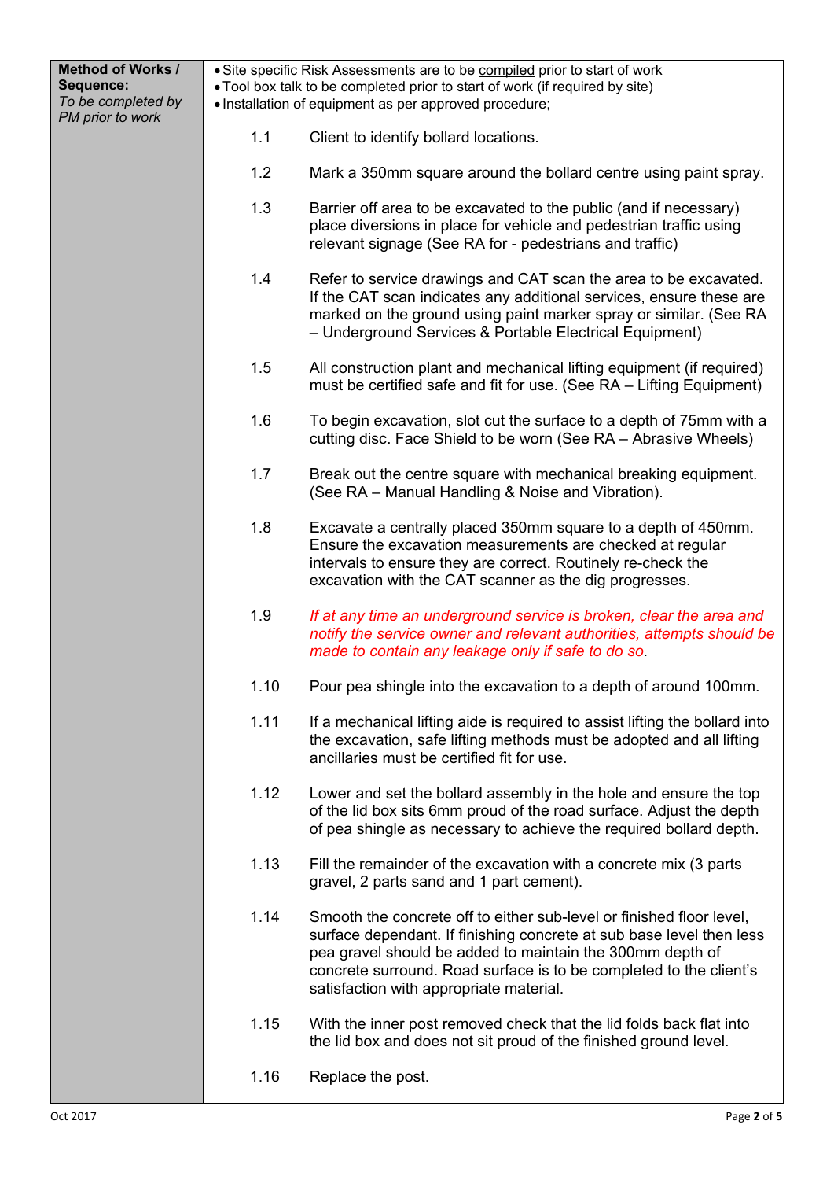| **Method of Works / Sequence:** *To be completed by PM prior to work* | • Site specific Risk Assessments are to be compiled prior to start of work<br>• Tool box talk to be completed prior to start of work (if required by site)<br>• Installation of equipment as per approved procedure;<br><br>1.1 Client to identify bollard locations.<br><br>1.2 Mark a 350mm square around the bollard centre using paint spray.<br><br>1.3 Barrier off area to be excavated to the public (and if necessary) place diversions in place for vehicle and pedestrian traffic using relevant signage (See RA for - pedestrians and traffic)<br><br>1.4 Refer to service drawings and CAT scan the area to be excavated. If the CAT scan indicates any additional services, ensure these are marked on the ground using paint marker spray or similar. (See RA – Underground Services & Portable Electrical Equipment)<br><br>1.5 All construction plant and mechanical lifting equipment (if required) must be certified safe and fit for use. (See RA – Lifting Equipment)<br><br>1.6 To begin excavation, slot cut the surface to a depth of 75mm with a cutting disc. Face Shield to be worn (See RA – Abrasive Wheels)<br><br>1.7 Break out the centre square with mechanical breaking equipment. (See RA – Manual Handling & Noise and Vibration).<br><br>1.8 Excavate a centrally placed 350mm square to a depth of 450mm. Ensure the excavation measurements are checked at regular intervals to ensure they are correct. Routinely re-check the excavation with the CAT scanner as the dig progresses.<br><br>1.9 *If at any time an underground service is broken, clear the area and notify the service owner and relevant authorities, attempts should be made to contain any leakage only if safe to do so.*<br><br>1.10 Pour pea shingle into the excavation to a depth of around 100mm.<br><br>1.11 If a mechanical lifting aide is required to assist lifting the bollard into the excavation, safe lifting methods must be adopted and all lifting ancillaries must be certified fit for use.<br><br>1.12 Lower and set the bollard assembly in the hole and ensure the top of the lid box sits 6mm proud of the road surface. Adjust the depth of pea shingle as necessary to achieve the required bollard depth.<br><br>1.13 Fill the remainder of the excavation with a concrete mix (3 parts gravel, 2 parts sand and 1 part cement).<br><br>1.14 Smooth the concrete off to either sub-level or finished floor level, surface dependant. If finishing concrete at sub base level then less pea gravel should be added to maintain the 300mm depth of concrete surround. Road surface is to be completed to the client's satisfaction with appropriate material.<br><br>1.15 With the inner post removed check that the lid folds back flat into the lid box and does not sit proud of the finished ground level.<br><br>1.16 Replace the post. |
|---|---|

Oct 2017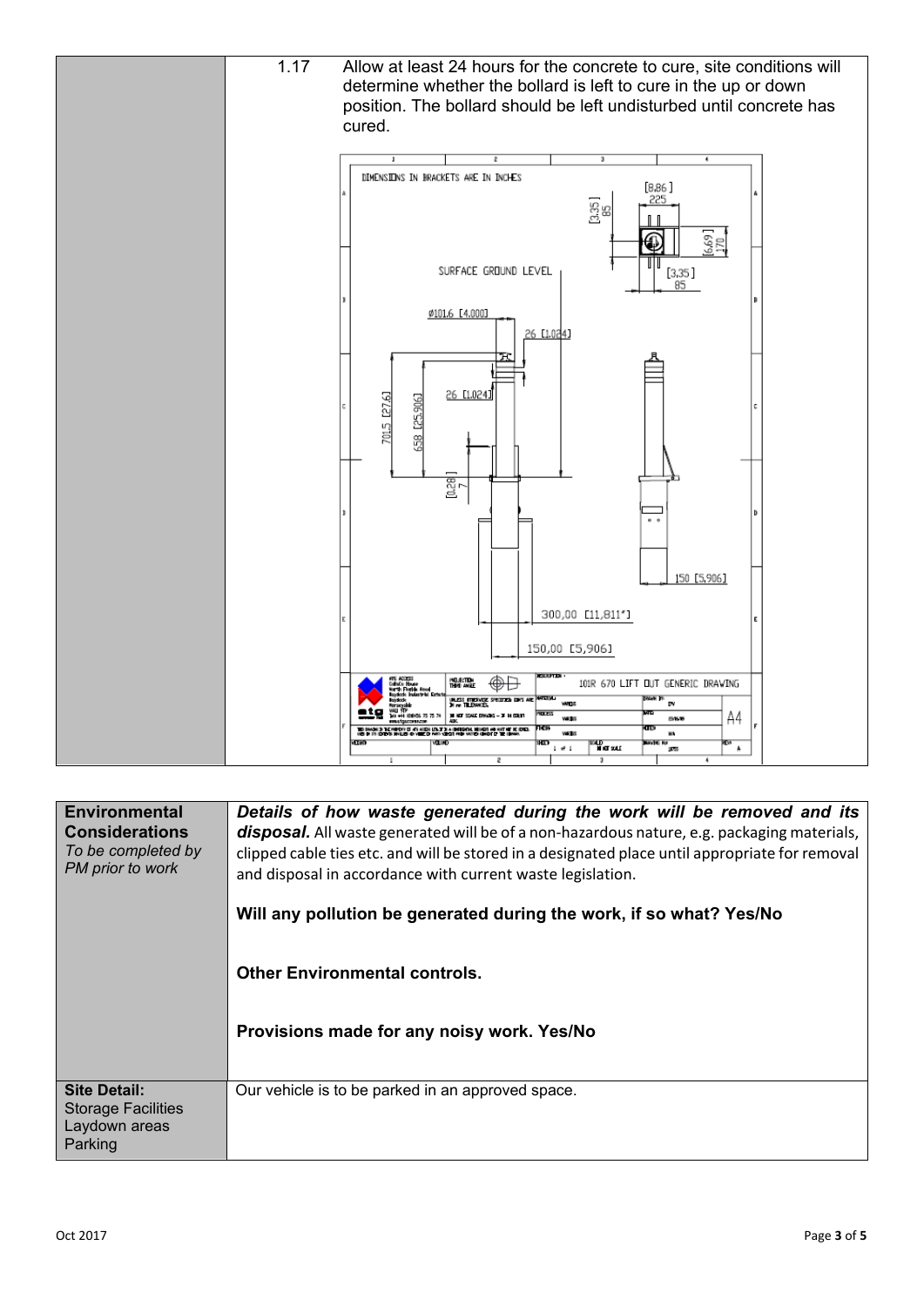| | |
|---|---|
| | 1.17 Allow at least 24 hours for the concrete to cure, site conditions will determine whether the bollard is left to cure in the up or down position. The bollard should be left undisturbed until concrete has cured. |

| | |
|---|---|
| **Environmental Considerations** *To be completed by PM prior to work* | ***Details of how waste generated during the work will be removed and its disposal.*** All waste generated will be of a non-hazardous nature, e.g. packaging materials, clipped cable ties etc. and will be stored in a designated place until appropriate for removal and disposal in accordance with current waste legislation.<br><br>**Will any pollution be generated during the work, if so what? Yes/No**<br><br>**Other Environmental controls.**<br><br>**Provisions made for any noisy work. Yes/No** |
| **Site Detail:** Storage Facilities Laydown areas Parking | Our vehicle is to be parked in an approved space. |

Oct 2017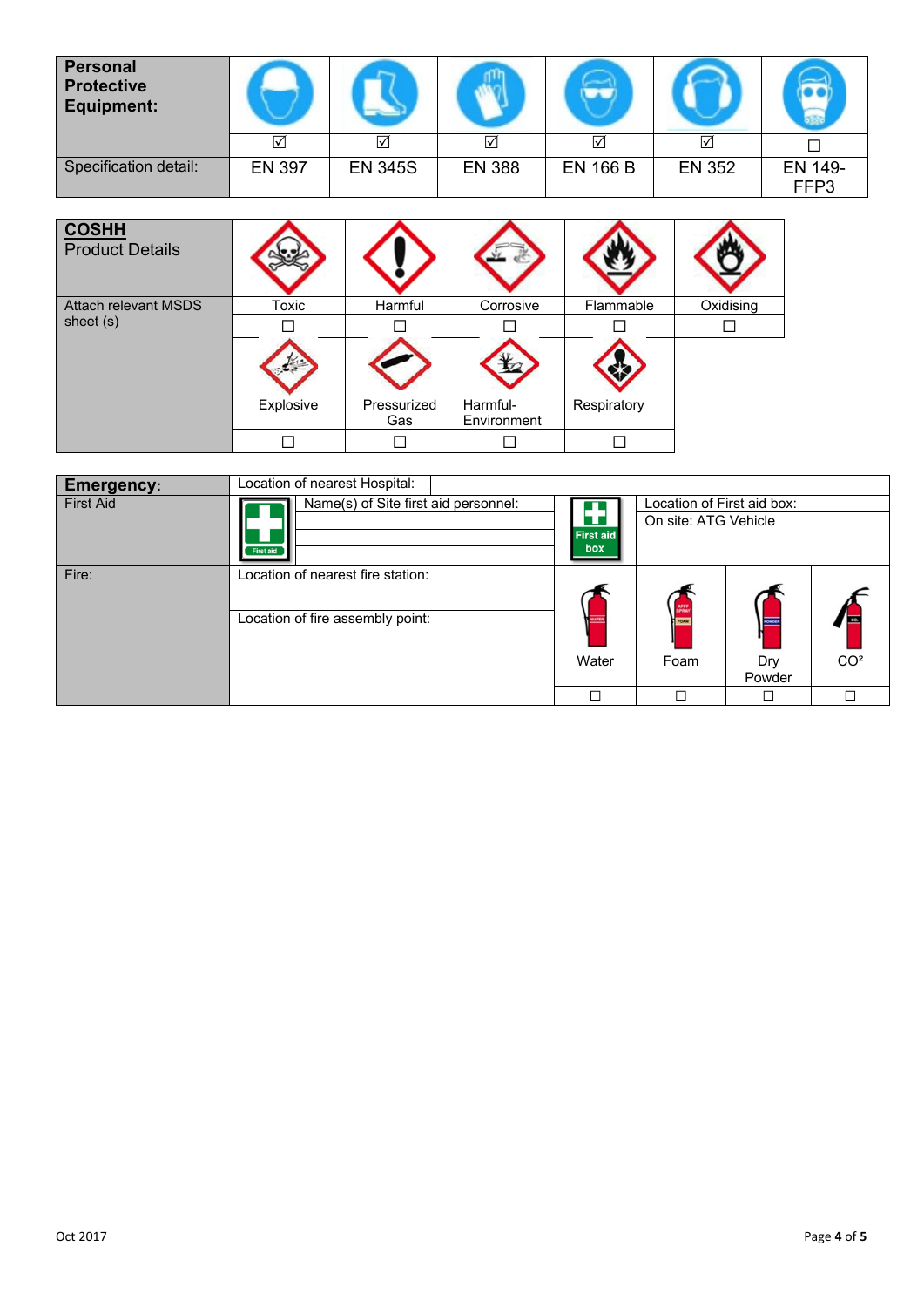| Personal Protective Equipment: | | | | | | |
|---|---|---|---|---|---|---|
| | ☑ | ☑ | ☑ | ☑ | ☑ | ☐ |
| Specification detail: | EN 397 | EN 345S | EN 388 | EN 166 B | EN 352 | EN 149-FFP3 |

| **COSHH** Product Details | | | | | |
|---|---|---|---|---|---|
| Attach relevant MSDS sheet (s) | Toxic | Harmful | Corrosive | Flammable | Oxidising |
| | ☐ | ☐ | ☐ | ☐ | ☐ |
| | Explosive | Pressurized Gas | Harmful-Environment | Respiratory | |
| | ☐ | ☐ | ☐ | ☐ | |

| **Emergency:** | Location of nearest Hospital: | | | | |
|---|---|---|---|---|---|
| First Aid | Name(s) of Site first aid personnel: | | First aid box | Location of First aid box: On site: ATG Vehicle | |
| Fire: | Location of nearest fire station: | Water | Foam | Dry Powder | $CO^2$ |
| | Location of fire assembly point: | ☐ | ☐ | ☐ | ☐ |

Oct 2017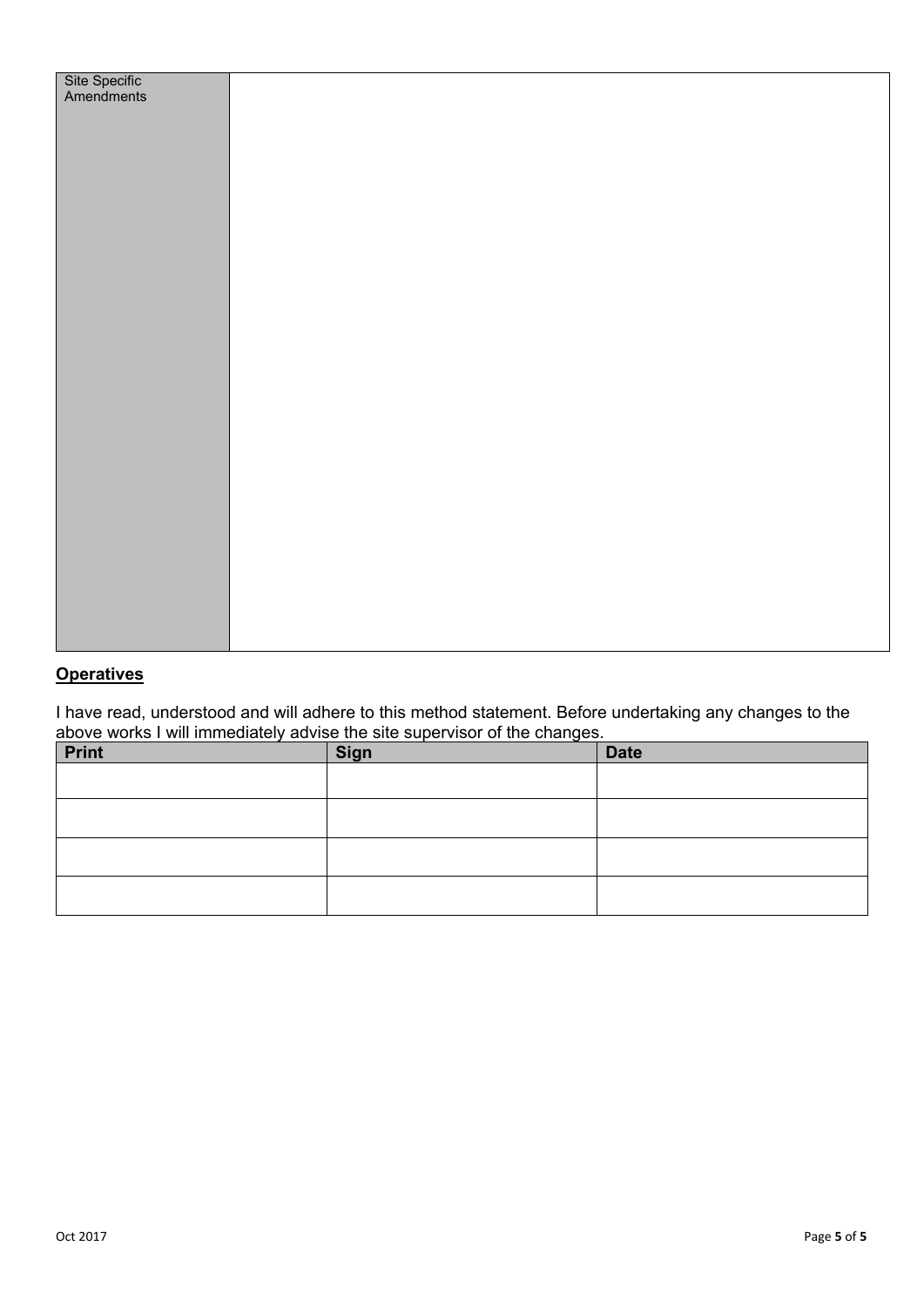| | |
|---|---|
| Site Specific Amendments | |

**Operatives**

I have read, understood and will adhere to this method statement. Before undertaking any changes to the above works I will immediately advise the site supervisor of the changes.

| Print | Sign | Date |
|---|---|---|
| | | |
| | | |
| | | |
| | | |

Oct 2017